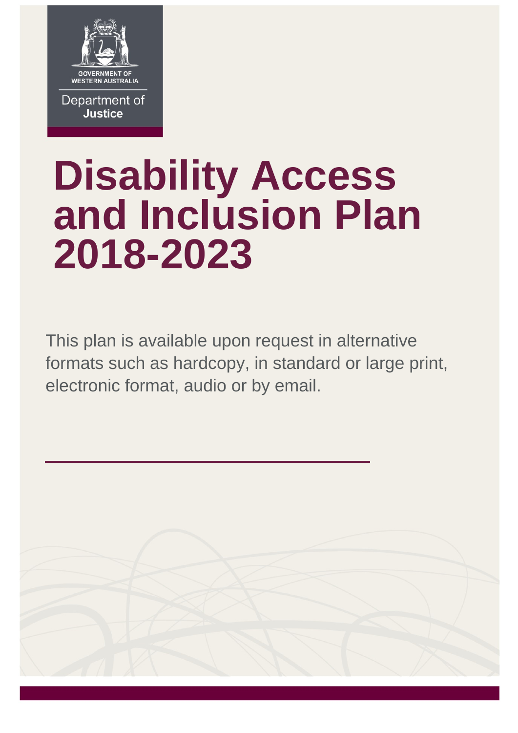GOVERNMENT OF WESTERN AUSTRALIA

Department of **Justice**

# Disability Access and Inclusion Plan 2018-2023

This plan is available upon request in alternative formats such as hardcopy, in standard or large print, electronic format, audio or by email.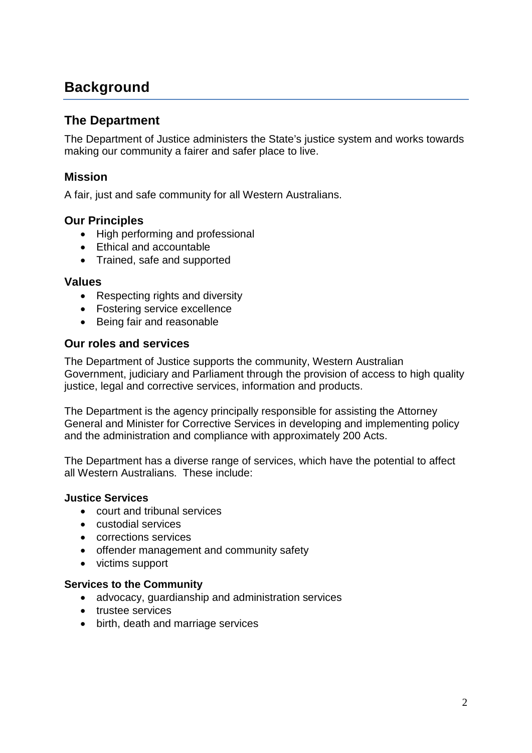# Background

## The Department

The Department of Justice administers the State's justice system and works towards making our community a fairer and safer place to live.

### Mission

A fair, just and safe community for all Western Australians.

### Our Principles

- High performing and professional
- Ethical and accountable
- Trained, safe and supported

### Values

- Respecting rights and diversity
- Fostering service excellence
- Being fair and reasonable

### Our roles and services

The Department of Justice supports the community, Western Australian Government, judiciary and Parliament through the provision of access to high quality justice, legal and corrective services, information and products.

The Department is the agency principally responsible for assisting the Attorney General and Minister for Corrective Services in developing and implementing policy and the administration and compliance with approximately 200 Acts.

The Department has a diverse range of services, which have the potential to affect all Western Australians. These include:

**Justice Services**

- court and tribunal services
- custodial services
- corrections services
- offender management and community safety
- victims support

**Services to the Community**

- advocacy, guardianship and administration services
- trustee services
- birth, death and marriage services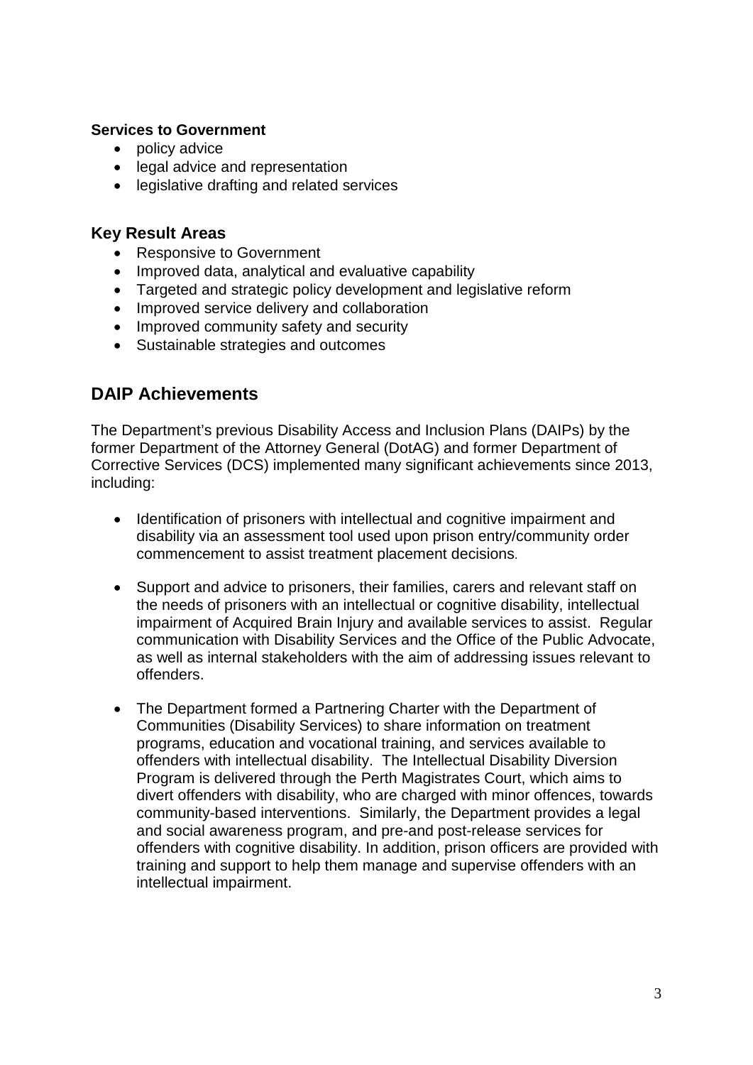**Services to Government**

- policy advice
- legal advice and representation
- legislative drafting and related services

### Key Result Areas

- Responsive to Government
- Improved data, analytical and evaluative capability
- Targeted and strategic policy development and legislative reform
- Improved service delivery and collaboration
- Improved community safety and security
- Sustainable strategies and outcomes

## DAIP Achievements

The Department's previous Disability Access and Inclusion Plans (DAIPs) by the former Department of the Attorney General (DotAG) and former Department of Corrective Services (DCS) implemented many significant achievements since 2013, including:

- Identification of prisoners with intellectual and cognitive impairment and disability via an assessment tool used upon prison entry/community order commencement to assist treatment placement decisions.
- Support and advice to prisoners, their families, carers and relevant staff on the needs of prisoners with an intellectual or cognitive disability, intellectual impairment of Acquired Brain Injury and available services to assist. Regular communication with Disability Services and the Office of the Public Advocate, as well as internal stakeholders with the aim of addressing issues relevant to offenders.
- The Department formed a Partnering Charter with the Department of Communities (Disability Services) to share information on treatment programs, education and vocational training, and services available to offenders with intellectual disability. The Intellectual Disability Diversion Program is delivered through the Perth Magistrates Court, which aims to divert offenders with disability, who are charged with minor offences, towards community-based interventions. Similarly, the Department provides a legal and social awareness program, and pre-and post-release services for offenders with cognitive disability. In addition, prison officers are provided with training and support to help them manage and supervise offenders with an intellectual impairment.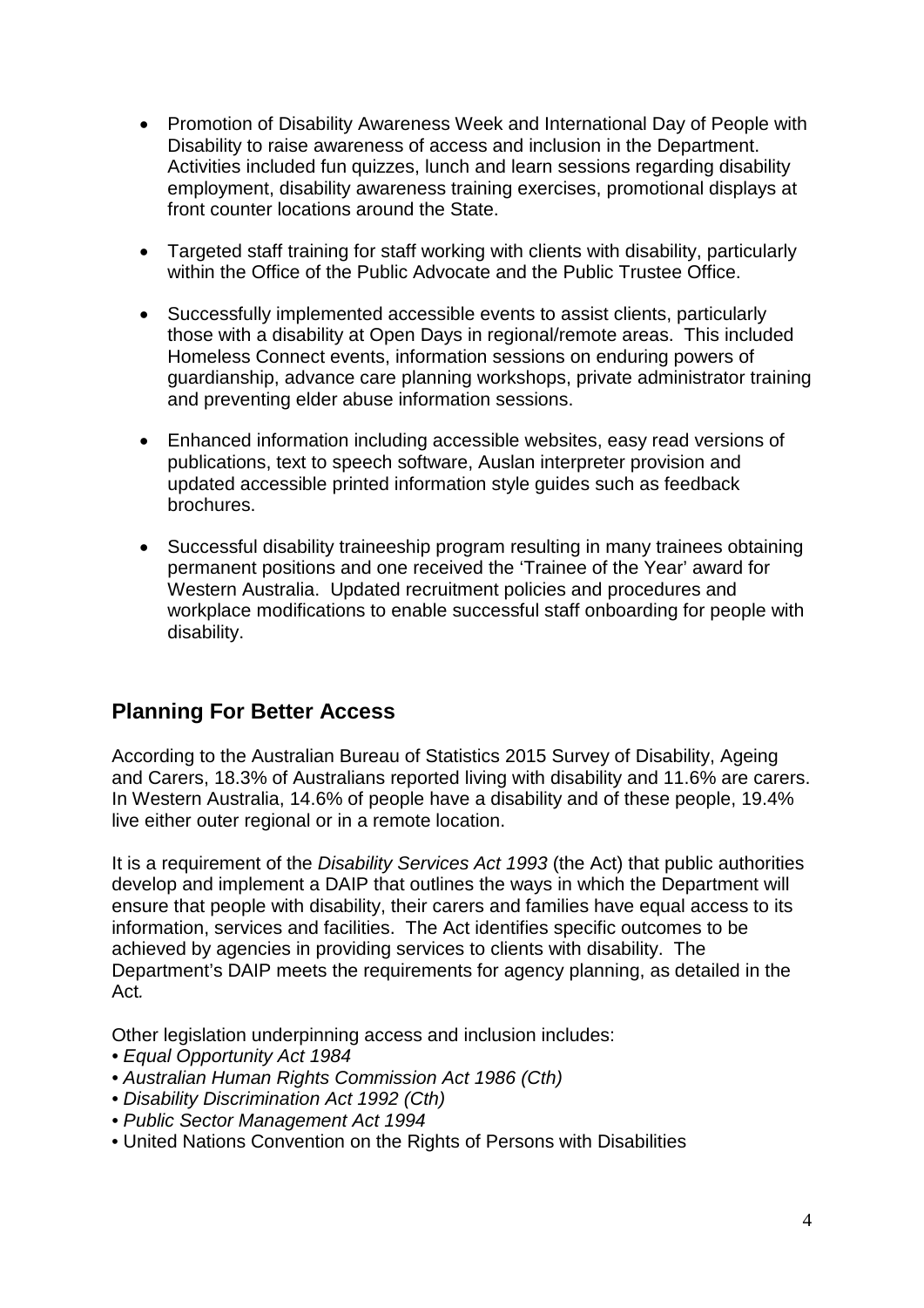- Promotion of Disability Awareness Week and International Day of People with Disability to raise awareness of access and inclusion in the Department. Activities included fun quizzes, lunch and learn sessions regarding disability employment, disability awareness training exercises, promotional displays at front counter locations around the State.
- Targeted staff training for staff working with clients with disability, particularly within the Office of the Public Advocate and the Public Trustee Office.
- Successfully implemented accessible events to assist clients, particularly those with a disability at Open Days in regional/remote areas. This included Homeless Connect events, information sessions on enduring powers of guardianship, advance care planning workshops, private administrator training and preventing elder abuse information sessions.
- Enhanced information including accessible websites, easy read versions of publications, text to speech software, Auslan interpreter provision and updated accessible printed information style guides such as feedback brochures.
- Successful disability traineeship program resulting in many trainees obtaining permanent positions and one received the 'Trainee of the Year' award for Western Australia. Updated recruitment policies and procedures and workplace modifications to enable successful staff onboarding for people with disability.

## Planning For Better Access

According to the Australian Bureau of Statistics 2015 Survey of Disability, Ageing and Carers, 18.3% of Australians reported living with disability and 11.6% are carers. In Western Australia, 14.6% of people have a disability and of these people, 19.4% live either outer regional or in a remote location.

It is a requirement of the *Disability Services Act 1993* (the Act) that public authorities develop and implement a DAIP that outlines the ways in which the Department will ensure that people with disability, their carers and families have equal access to its information, services and facilities. The Act identifies specific outcomes to be achieved by agencies in providing services to clients with disability. The Department's DAIP meets the requirements for agency planning, as detailed in the Act.

Other legislation underpinning access and inclusion includes:

- *Equal Opportunity Act 1984*
- *Australian Human Rights Commission Act 1986 (Cth)*
- *Disability Discrimination Act 1992 (Cth)*
- *Public Sector Management Act 1994*
- United Nations Convention on the Rights of Persons with Disabilities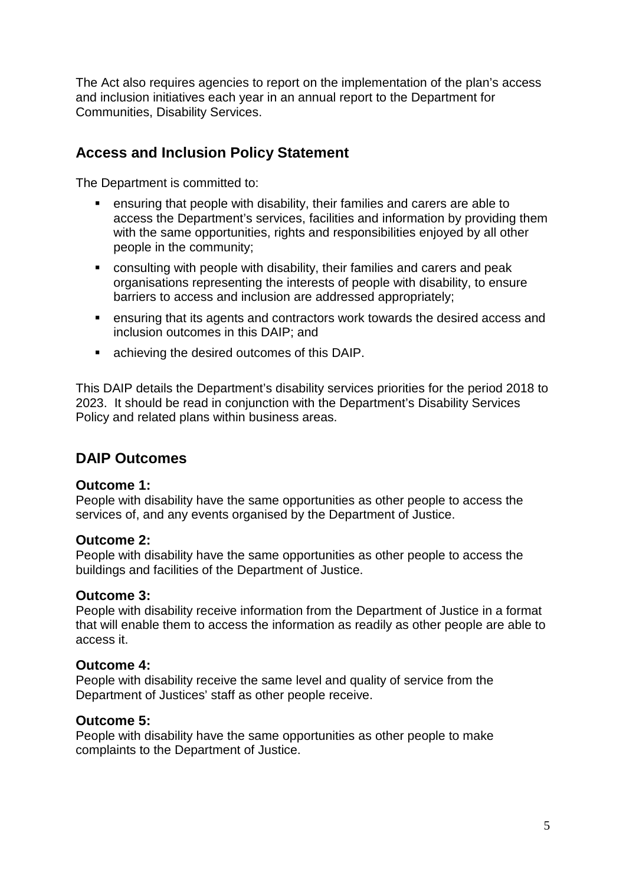The Act also requires agencies to report on the implementation of the plan's access and inclusion initiatives each year in an annual report to the Department for Communities, Disability Services.

## Access and Inclusion Policy Statement

The Department is committed to:

- ensuring that people with disability, their families and carers are able to access the Department's services, facilities and information by providing them with the same opportunities, rights and responsibilities enjoyed by all other people in the community;
- consulting with people with disability, their families and carers and peak organisations representing the interests of people with disability, to ensure barriers to access and inclusion are addressed appropriately;
- ensuring that its agents and contractors work towards the desired access and inclusion outcomes in this DAIP; and
- achieving the desired outcomes of this DAIP.

This DAIP details the Department's disability services priorities for the period 2018 to 2023. It should be read in conjunction with the Department's Disability Services Policy and related plans within business areas.

## DAIP Outcomes

### Outcome 1:

People with disability have the same opportunities as other people to access the services of, and any events organised by the Department of Justice.

### Outcome 2:

People with disability have the same opportunities as other people to access the buildings and facilities of the Department of Justice.

### Outcome 3:

People with disability receive information from the Department of Justice in a format that will enable them to access the information as readily as other people are able to access it.

### Outcome 4:

People with disability receive the same level and quality of service from the Department of Justices' staff as other people receive.

### Outcome 5:

People with disability have the same opportunities as other people to make complaints to the Department of Justice.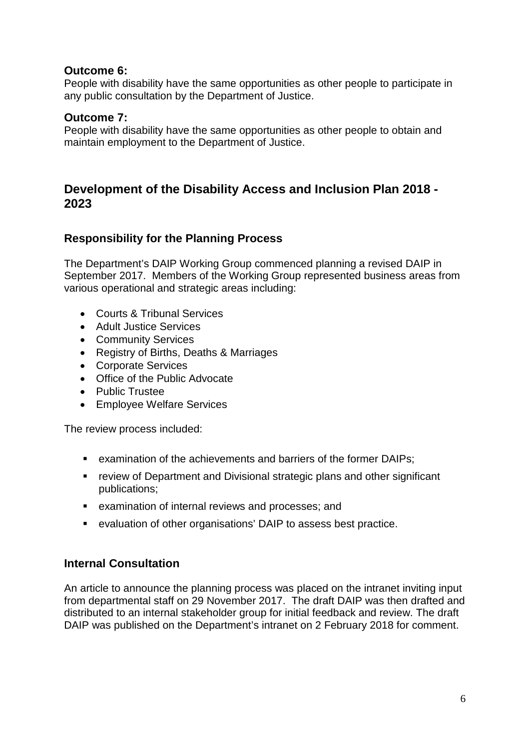### Outcome 6:

People with disability have the same opportunities as other people to participate in any public consultation by the Department of Justice.

### Outcome 7:

People with disability have the same opportunities as other people to obtain and maintain employment to the Department of Justice.

## Development of the Disability Access and Inclusion Plan 2018 - 2023

### Responsibility for the Planning Process

The Department's DAIP Working Group commenced planning a revised DAIP in September 2017. Members of the Working Group represented business areas from various operational and strategic areas including:

- Courts & Tribunal Services
- Adult Justice Services
- Community Services
- Registry of Births, Deaths & Marriages
- Corporate Services
- Office of the Public Advocate
- Public Trustee
- Employee Welfare Services

The review process included:

- examination of the achievements and barriers of the former DAIPs;
- review of Department and Divisional strategic plans and other significant publications;
- examination of internal reviews and processes; and
- evaluation of other organisations' DAIP to assess best practice.

### Internal Consultation

An article to announce the planning process was placed on the intranet inviting input from departmental staff on 29 November 2017. The draft DAIP was then drafted and distributed to an internal stakeholder group for initial feedback and review. The draft DAIP was published on the Department's intranet on 2 February 2018 for comment.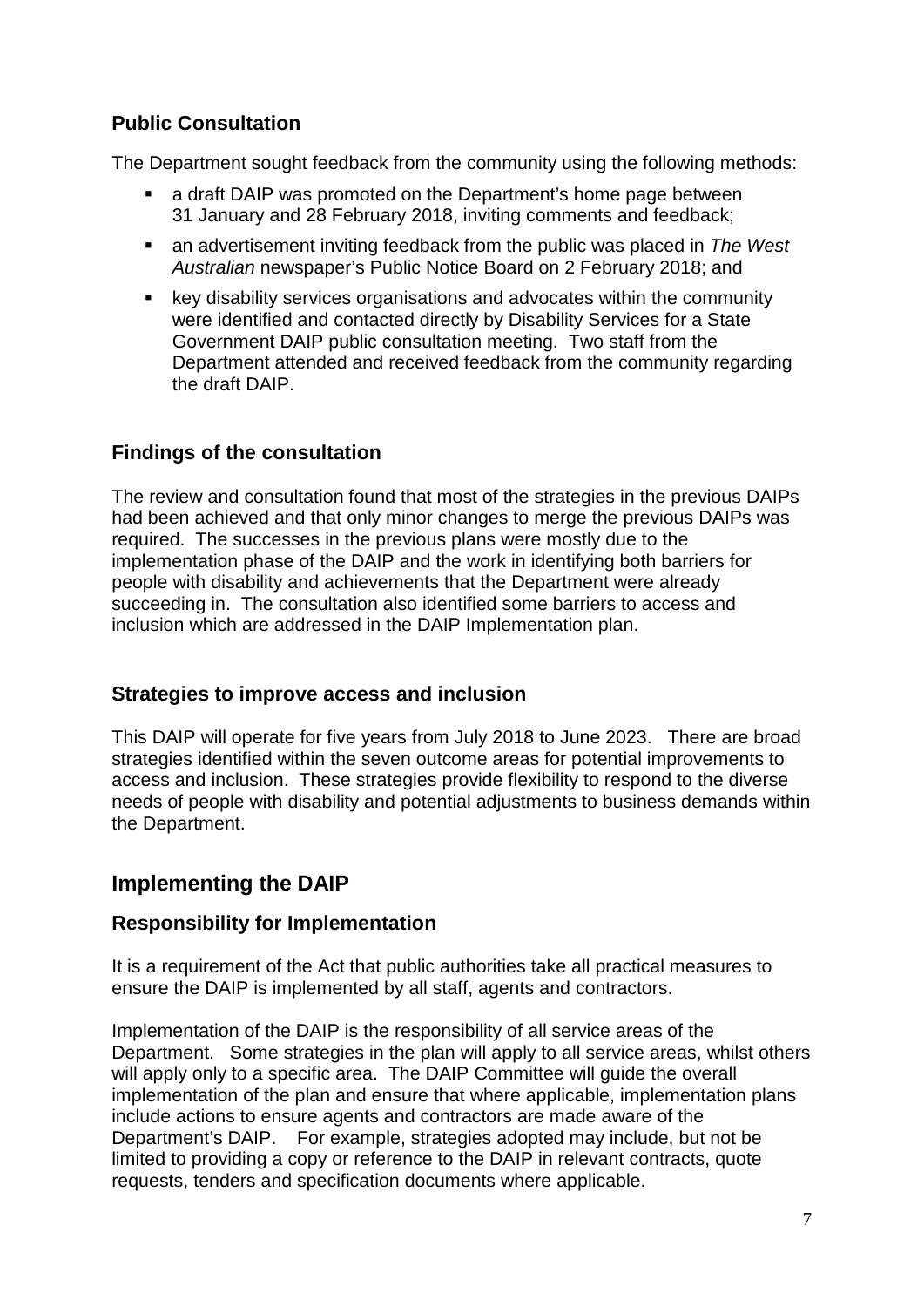### Public Consultation

The Department sought feedback from the community using the following methods:

- a draft DAIP was promoted on the Department's home page between 31 January and 28 February 2018, inviting comments and feedback;
- an advertisement inviting feedback from the public was placed in *The West Australian* newspaper's Public Notice Board on 2 February 2018; and
- key disability services organisations and advocates within the community were identified and contacted directly by Disability Services for a State Government DAIP public consultation meeting. Two staff from the Department attended and received feedback from the community regarding the draft DAIP.

### Findings of the consultation

The review and consultation found that most of the strategies in the previous DAIPs had been achieved and that only minor changes to merge the previous DAIPs was required. The successes in the previous plans were mostly due to the implementation phase of the DAIP and the work in identifying both barriers for people with disability and achievements that the Department were already succeeding in. The consultation also identified some barriers to access and inclusion which are addressed in the DAIP Implementation plan.

### Strategies to improve access and inclusion

This DAIP will operate for five years from July 2018 to June 2023. There are broad strategies identified within the seven outcome areas for potential improvements to access and inclusion. These strategies provide flexibility to respond to the diverse needs of people with disability and potential adjustments to business demands within the Department.

## Implementing the DAIP

### Responsibility for Implementation

It is a requirement of the Act that public authorities take all practical measures to ensure the DAIP is implemented by all staff, agents and contractors.

Implementation of the DAIP is the responsibility of all service areas of the Department. Some strategies in the plan will apply to all service areas, whilst others will apply only to a specific area. The DAIP Committee will guide the overall implementation of the plan and ensure that where applicable, implementation plans include actions to ensure agents and contractors are made aware of the Department's DAIP. For example, strategies adopted may include, but not be limited to providing a copy or reference to the DAIP in relevant contracts, quote requests, tenders and specification documents where applicable.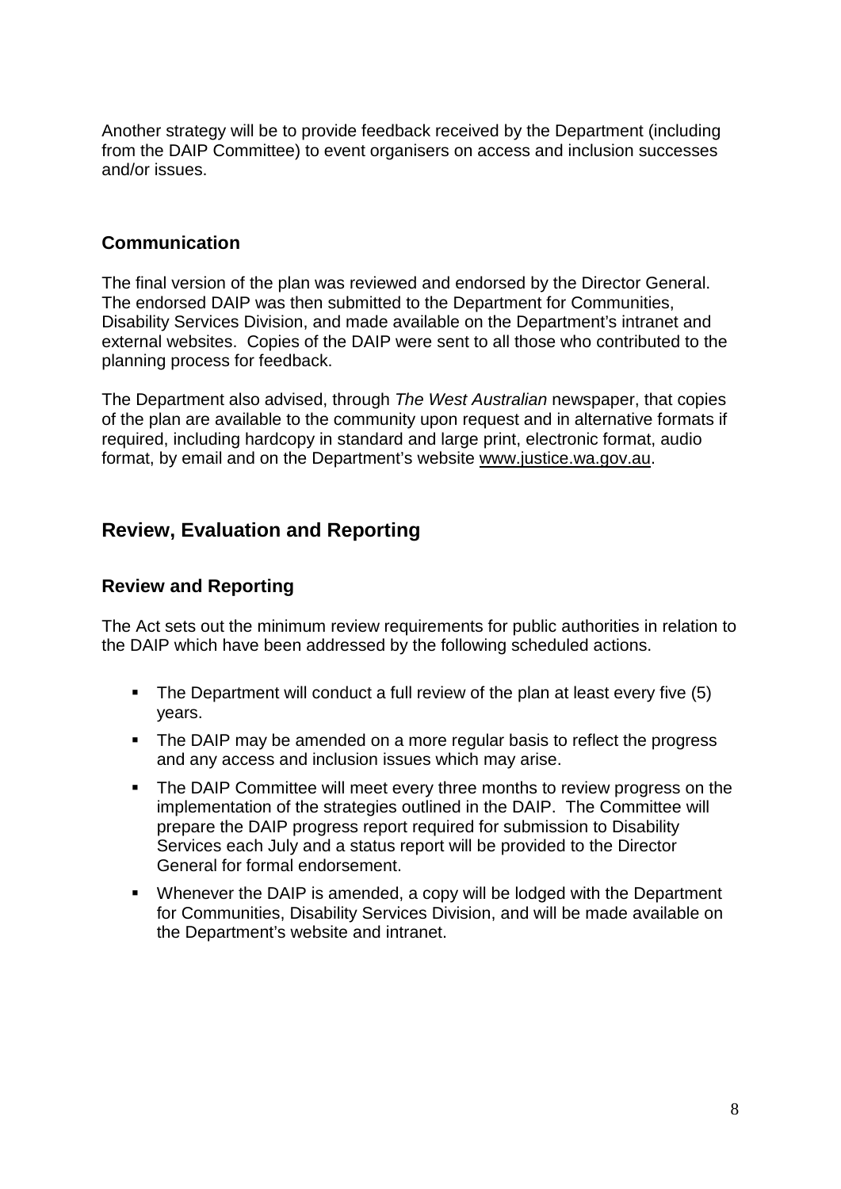Another strategy will be to provide feedback received by the Department (including from the DAIP Committee) to event organisers on access and inclusion successes and/or issues.

### Communication

The final version of the plan was reviewed and endorsed by the Director General. The endorsed DAIP was then submitted to the Department for Communities, Disability Services Division, and made available on the Department's intranet and external websites. Copies of the DAIP were sent to all those who contributed to the planning process for feedback.

The Department also advised, through *The West Australian* newspaper, that copies of the plan are available to the community upon request and in alternative formats if required, including hardcopy in standard and large print, electronic format, audio format, by email and on the Department's website www.justice.wa.gov.au.

## Review, Evaluation and Reporting

### Review and Reporting

The Act sets out the minimum review requirements for public authorities in relation to the DAIP which have been addressed by the following scheduled actions.

- The Department will conduct a full review of the plan at least every five (5) years.
- The DAIP may be amended on a more regular basis to reflect the progress and any access and inclusion issues which may arise.
- The DAIP Committee will meet every three months to review progress on the implementation of the strategies outlined in the DAIP. The Committee will prepare the DAIP progress report required for submission to Disability Services each July and a status report will be provided to the Director General for formal endorsement.
- Whenever the DAIP is amended, a copy will be lodged with the Department for Communities, Disability Services Division, and will be made available on the Department's website and intranet.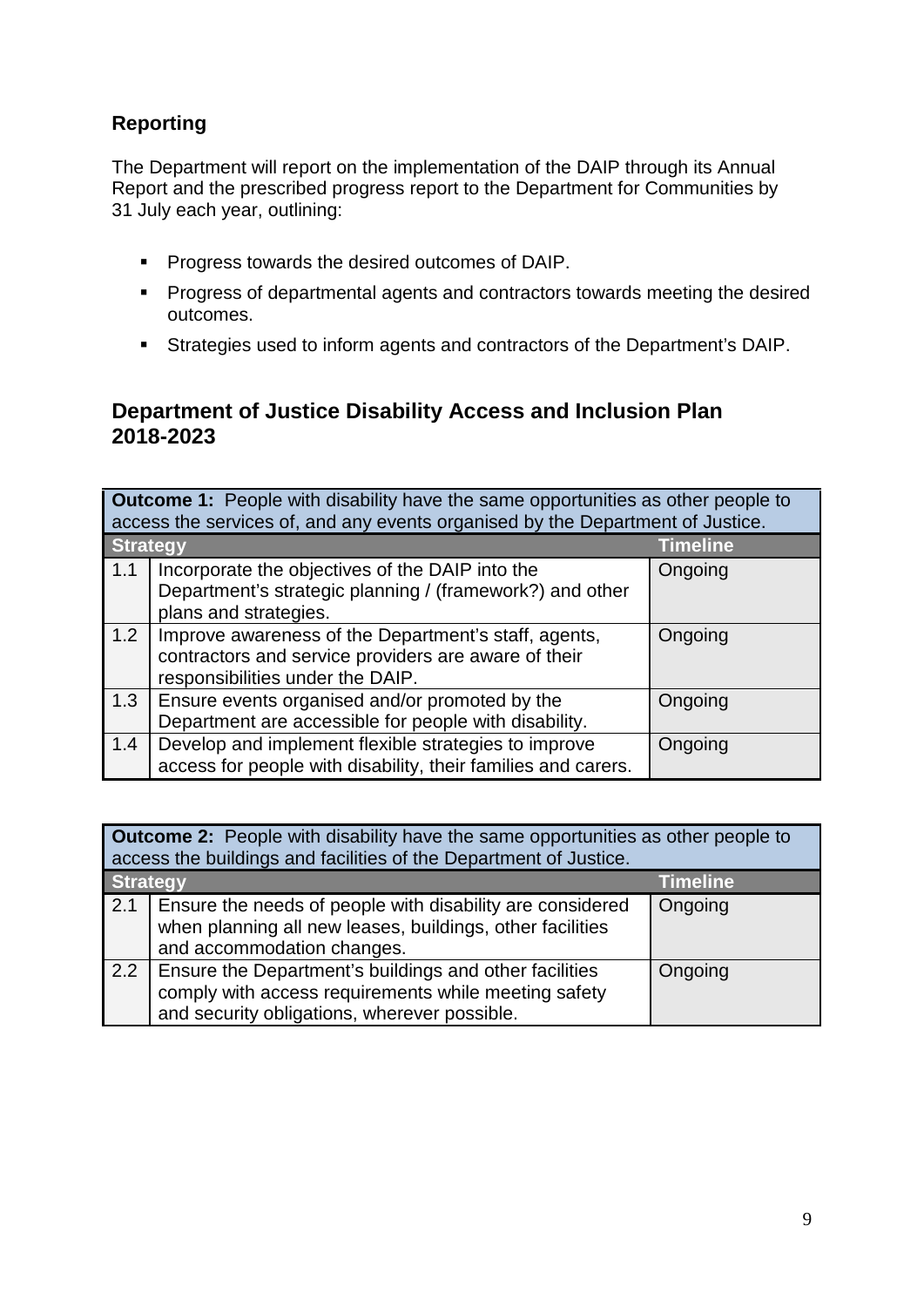## Reporting

The Department will report on the implementation of the DAIP through its Annual Report and the prescribed progress report to the Department for Communities by 31 July each year, outlining:

- Progress towards the desired outcomes of DAIP.
- Progress of departmental agents and contractors towards meeting the desired outcomes.
- Strategies used to inform agents and contractors of the Department's DAIP.

## Department of Justice Disability Access and Inclusion Plan 2018-2023

| **Outcome 1:** People with disability have the same opportunities as other people to access the services of, and any events organised by the Department of Justice. | | |
|---|---|---|
| **Strategy** | | **Timeline** |
| 1.1 | Incorporate the objectives of the DAIP into the Department's strategic planning / (framework?) and other plans and strategies. | Ongoing |
| 1.2 | Improve awareness of the Department's staff, agents, contractors and service providers are aware of their responsibilities under the DAIP. | Ongoing |
| 1.3 | Ensure events organised and/or promoted by the Department are accessible for people with disability. | Ongoing |
| 1.4 | Develop and implement flexible strategies to improve access for people with disability, their families and carers. | Ongoing |

| **Outcome 2:** People with disability have the same opportunities as other people to access the buildings and facilities of the Department of Justice. | | |
|---|---|---|
| **Strategy** | | **Timeline** |
| 2.1 | Ensure the needs of people with disability are considered when planning all new leases, buildings, other facilities and accommodation changes. | Ongoing |
| 2.2 | Ensure the Department's buildings and other facilities comply with access requirements while meeting safety and security obligations, wherever possible. | Ongoing |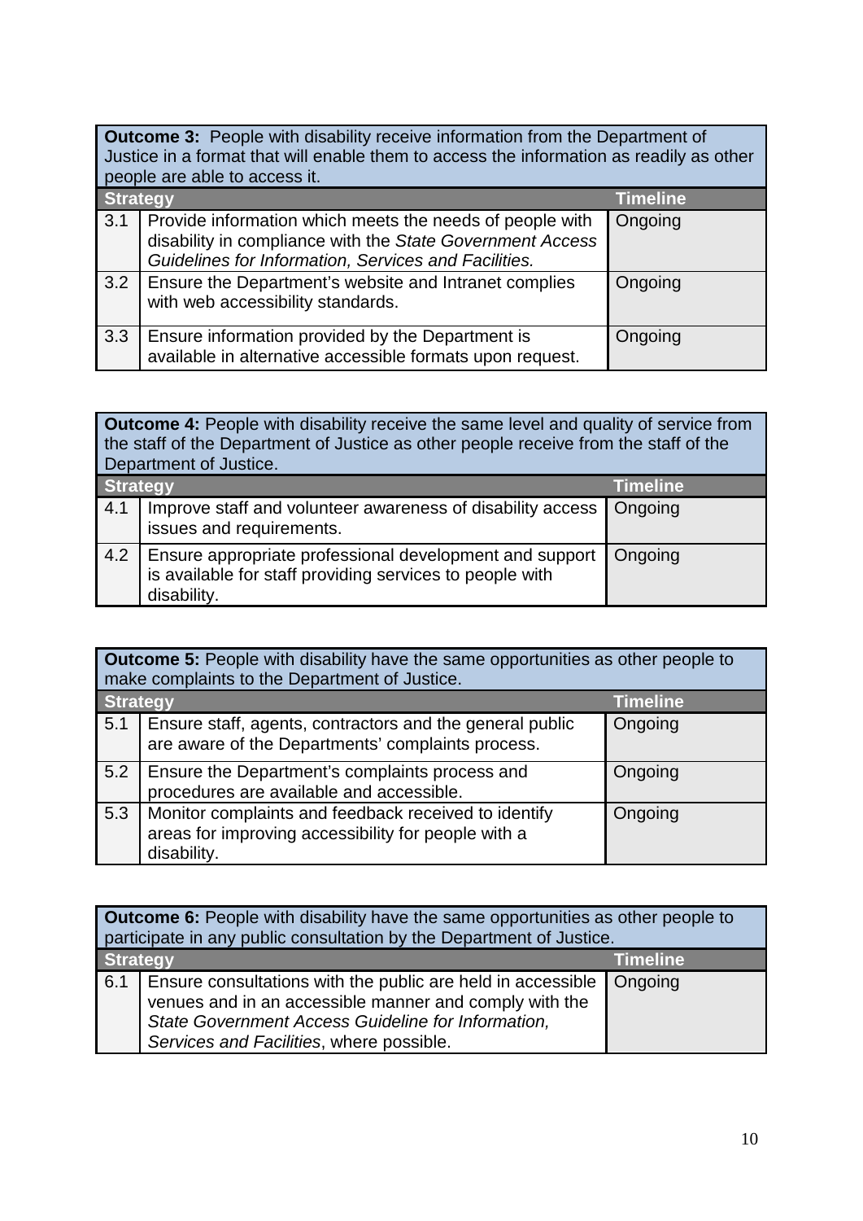| **Outcome 3:** People with disability receive information from the Department of Justice in a format that will enable them to access the information as readily as other people are able to access it. | | |
|---|---|---|
| **Strategy** | | **Timeline** |
| 3.1 | Provide information which meets the needs of people with disability in compliance with the *State Government Access Guidelines for Information, Services and Facilities.* | Ongoing |
| 3.2 | Ensure the Department's website and Intranet complies with web accessibility standards. | Ongoing |
| 3.3 | Ensure information provided by the Department is available in alternative accessible formats upon request. | Ongoing |

| **Outcome 4:** People with disability receive the same level and quality of service from the staff of the Department of Justice as other people receive from the staff of the Department of Justice. | | |
|---|---|---|
| **Strategy** | | **Timeline** |
| 4.1 | Improve staff and volunteer awareness of disability access issues and requirements. | Ongoing |
| 4.2 | Ensure appropriate professional development and support is available for staff providing services to people with disability. | Ongoing |

| **Outcome 5:** People with disability have the same opportunities as other people to make complaints to the Department of Justice. | | |
|---|---|---|
| **Strategy** | | **Timeline** |
| 5.1 | Ensure staff, agents, contractors and the general public are aware of the Departments' complaints process. | Ongoing |
| 5.2 | Ensure the Department's complaints process and procedures are available and accessible. | Ongoing |
| 5.3 | Monitor complaints and feedback received to identify areas for improving accessibility for people with a disability. | Ongoing |

| **Outcome 6:** People with disability have the same opportunities as other people to participate in any public consultation by the Department of Justice. | | |
|---|---|---|
| **Strategy** | | **Timeline** |
| 6.1 | Ensure consultations with the public are held in accessible venues and in an accessible manner and comply with the *State Government Access Guideline for Information, Services and Facilities*, where possible. | Ongoing |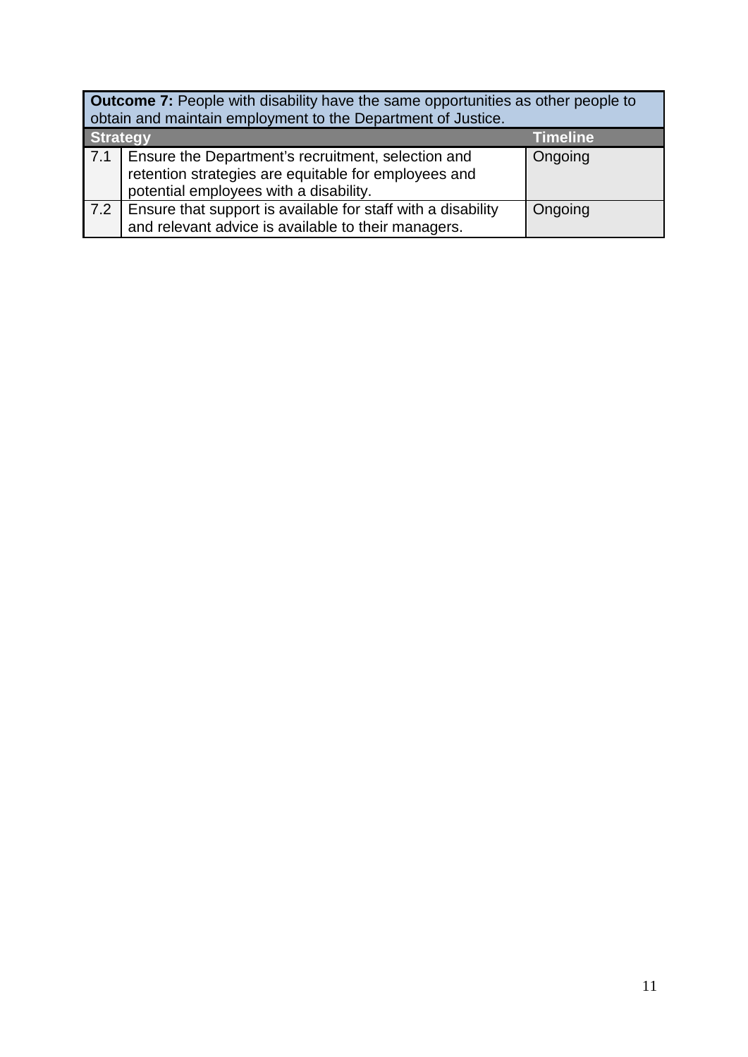| **Outcome 7:** People with disability have the same opportunities as other people to obtain and maintain employment to the Department of Justice. | | |
|---|---|---|
| **Strategy** | | **Timeline** |
| 7.1 | Ensure the Department's recruitment, selection and retention strategies are equitable for employees and potential employees with a disability. | Ongoing |
| 7.2 | Ensure that support is available for staff with a disability and relevant advice is available to their managers. | Ongoing |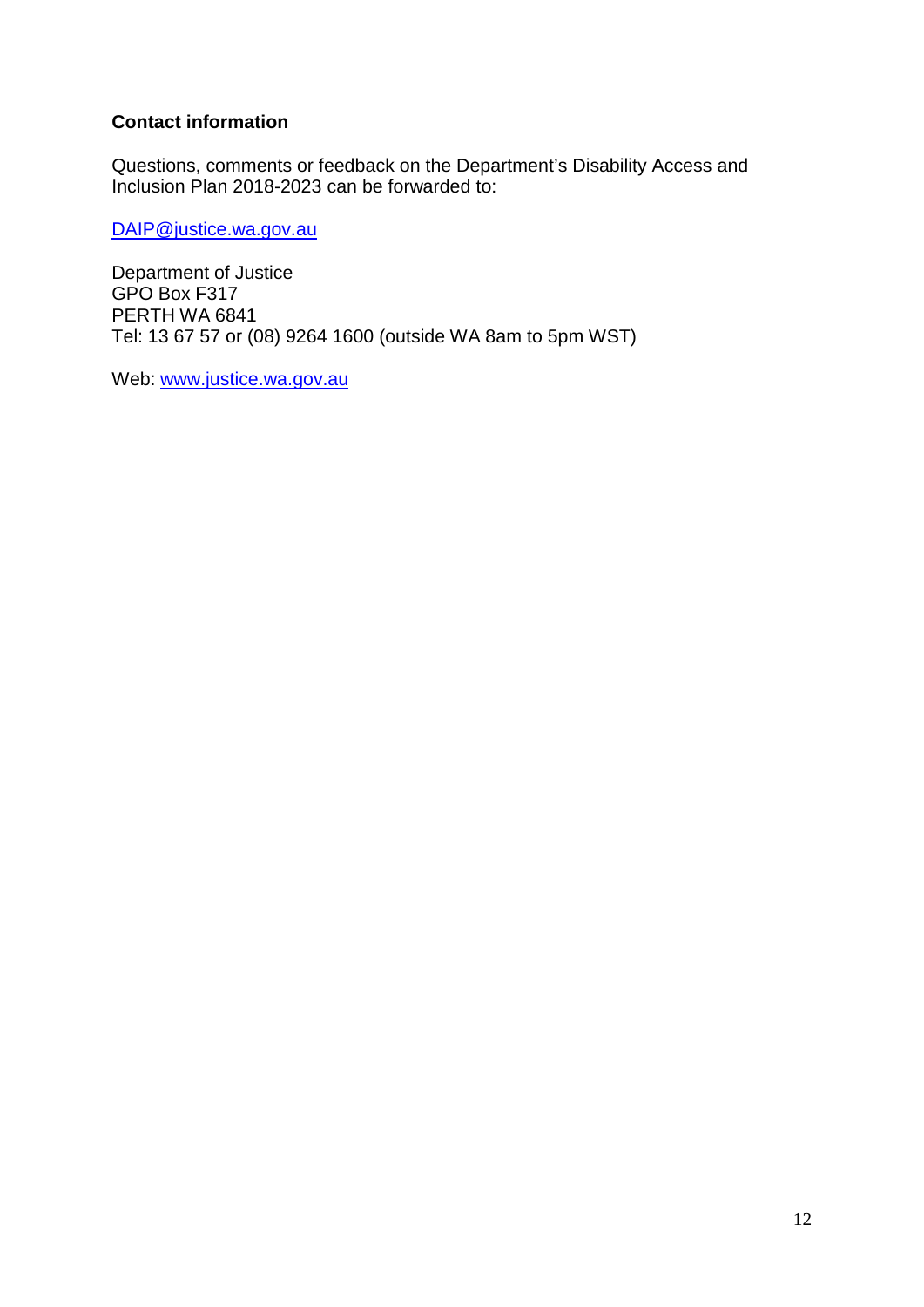**Contact information**

Questions, comments or feedback on the Department's Disability Access and Inclusion Plan 2018-2023 can be forwarded to:

DAIP@justice.wa.gov.au

Department of Justice
GPO Box F317
PERTH WA 6841
Tel: 13 67 57 or (08) 9264 1600 (outside WA 8am to 5pm WST)

Web: www.justice.wa.gov.au